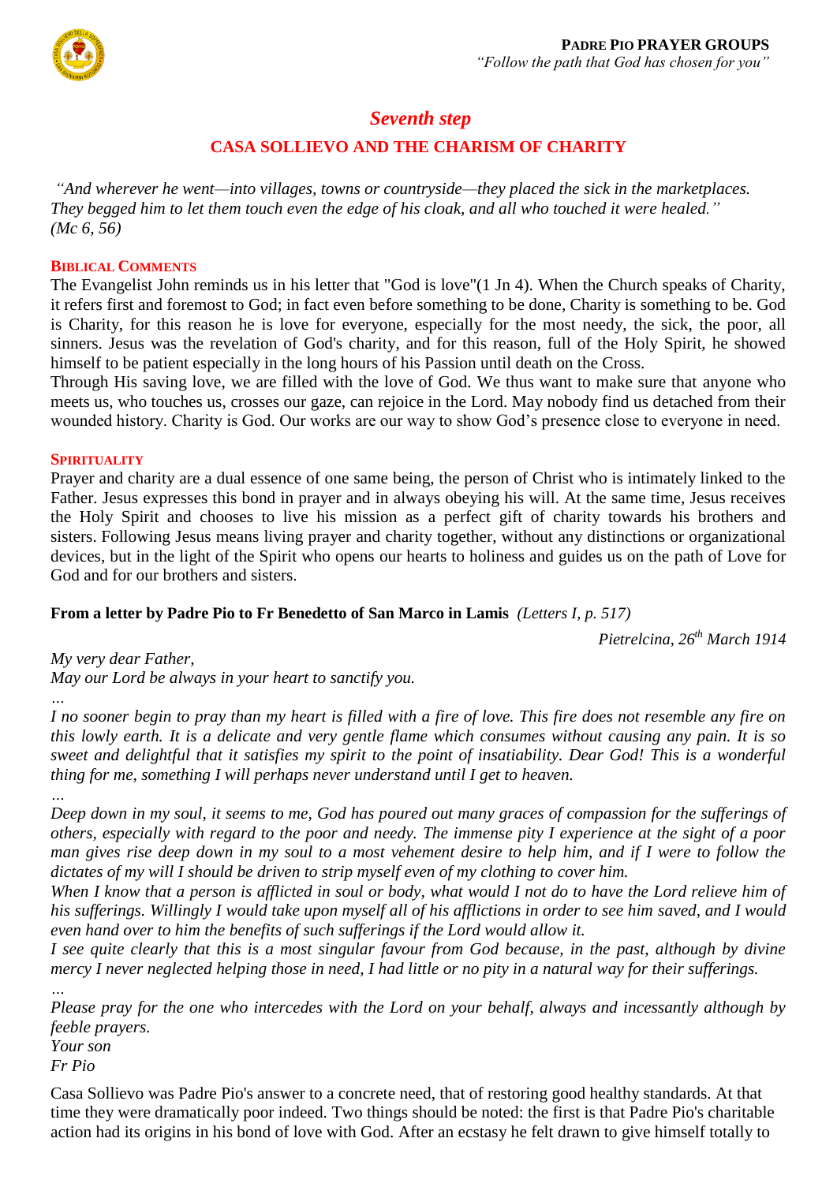# Seventh step

## CASA SOLLIEVO AND THE CHARISM OF CHARITY

*"And wherever he went—into villages, towns or countryside—they placed the sick in the marketplaces. They begged him to let them touch even the edge of his cloak, and all who touched it were healed." (Mc 6, 56)*

### BIBLICAL COMMENTS

The Evangelist John reminds us in his letter that "God is love"(1 Jn 4). When the Church speaks of Charity, it refers first and foremost to God; in fact even before something to be done, Charity is something to be. God is Charity, for this reason he is love for everyone, especially for the most needy, the sick, the poor, all sinners. Jesus was the revelation of God's charity, and for this reason, full of the Holy Spirit, he showed himself to be patient especially in the long hours of his Passion until death on the Cross.

Through His saving love, we are filled with the love of God. We thus want to make sure that anyone who meets us, who touches us, crosses our gaze, can rejoice in the Lord. May nobody find us detached from their wounded history. Charity is God. Our works are our way to show God's presence close to everyone in need.

### SPIRITUALITY

Prayer and charity are a dual essence of one same being, the person of Christ who is intimately linked to the Father. Jesus expresses this bond in prayer and in always obeying his will. At the same time, Jesus receives the Holy Spirit and chooses to live his mission as a perfect gift of charity towards his brothers and sisters. Following Jesus means living prayer and charity together, without any distinctions or organizational devices, but in the light of the Spirit who opens our hearts to holiness and guides us on the path of Love for God and for our brothers and sisters.

**From a letter by Padre Pio to Fr Benedetto of San Marco in Lamis** *(Letters I, p. 517)*

*Pietrelcina, 26th March 1914*

*My very dear Father,*
*May our Lord be always in your heart to sanctify you.*

*…*

*I no sooner begin to pray than my heart is filled with a fire of love. This fire does not resemble any fire on this lowly earth. It is a delicate and very gentle flame which consumes without causing any pain. It is so sweet and delightful that it satisfies my spirit to the point of insatiability. Dear God! This is a wonderful thing for me, something I will perhaps never understand until I get to heaven.*

*…*

*Deep down in my soul, it seems to me, God has poured out many graces of compassion for the sufferings of others, especially with regard to the poor and needy. The immense pity I experience at the sight of a poor man gives rise deep down in my soul to a most vehement desire to help him, and if I were to follow the dictates of my will I should be driven to strip myself even of my clothing to cover him.*

*When I know that a person is afflicted in soul or body, what would I not do to have the Lord relieve him of his sufferings. Willingly I would take upon myself all of his afflictions in order to see him saved, and I would even hand over to him the benefits of such sufferings if the Lord would allow it.*

*I see quite clearly that this is a most singular favour from God because, in the past, although by divine mercy I never neglected helping those in need, I had little or no pity in a natural way for their sufferings.*

*…*

*Please pray for the one who intercedes with the Lord on your behalf, always and incessantly although by feeble prayers.*

*Your son*
*Fr Pio*

Casa Sollievo was Padre Pio's answer to a concrete need, that of restoring good healthy standards. At that time they were dramatically poor indeed. Two things should be noted: the first is that Padre Pio's charitable action had its origins in his bond of love with God. After an ecstasy he felt drawn to give himself totally to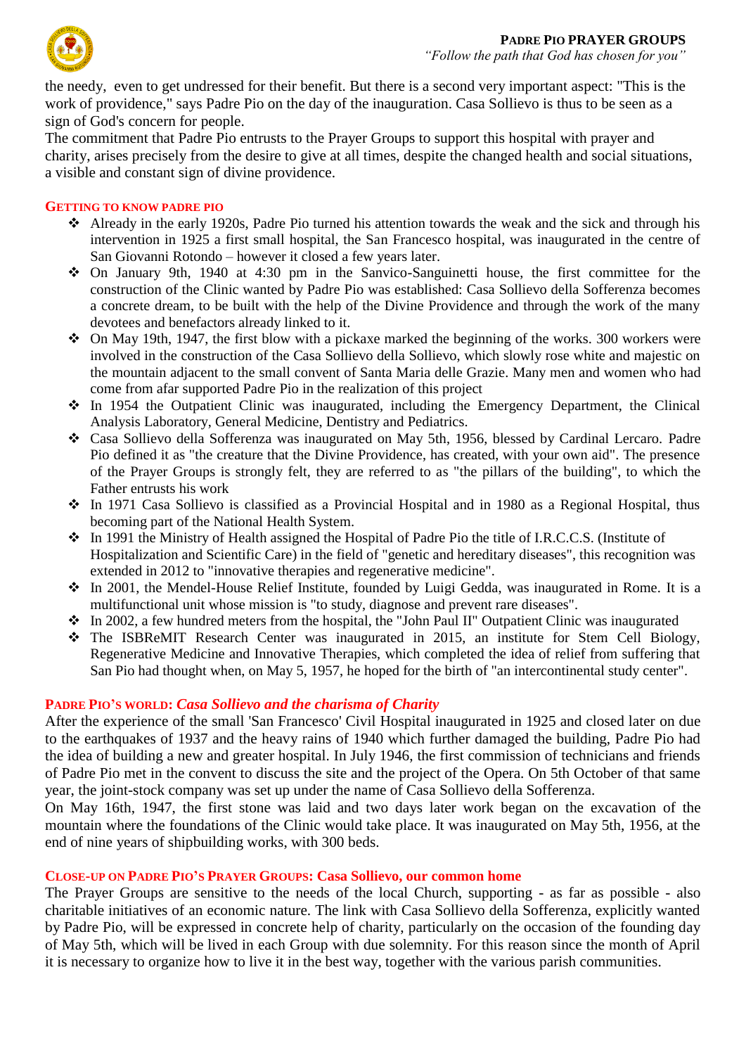the needy, even to get undressed for their benefit. But there is a second very important aspect: "This is the work of providence," says Padre Pio on the day of the inauguration. Casa Sollievo is thus to be seen as a sign of God's concern for people.

The commitment that Padre Pio entrusts to the Prayer Groups to support this hospital with prayer and charity, arises precisely from the desire to give at all times, despite the changed health and social situations, a visible and constant sign of divine providence.

### GETTING TO KNOW PADRE PIO

- Already in the early 1920s, Padre Pio turned his attention towards the weak and the sick and through his intervention in 1925 a first small hospital, the San Francesco hospital, was inaugurated in the centre of San Giovanni Rotondo – however it closed a few years later.
- On January 9th, 1940 at 4:30 pm in the Sanvico-Sanguinetti house, the first committee for the construction of the Clinic wanted by Padre Pio was established: Casa Sollievo della Sofferenza becomes a concrete dream, to be built with the help of the Divine Providence and through the work of the many devotees and benefactors already linked to it.
- On May 19th, 1947, the first blow with a pickaxe marked the beginning of the works. 300 workers were involved in the construction of the Casa Sollievo della Sollievo, which slowly rose white and majestic on the mountain adjacent to the small convent of Santa Maria delle Grazie. Many men and women who had come from afar supported Padre Pio in the realization of this project
- In 1954 the Outpatient Clinic was inaugurated, including the Emergency Department, the Clinical Analysis Laboratory, General Medicine, Dentistry and Pediatrics.
- Casa Sollievo della Sofferenza was inaugurated on May 5th, 1956, blessed by Cardinal Lercaro. Padre Pio defined it as "the creature that the Divine Providence, has created, with your own aid". The presence of the Prayer Groups is strongly felt, they are referred to as "the pillars of the building", to which the Father entrusts his work
- In 1971 Casa Sollievo is classified as a Provincial Hospital and in 1980 as a Regional Hospital, thus becoming part of the National Health System.
- In 1991 the Ministry of Health assigned the Hospital of Padre Pio the title of I.R.C.C.S. (Institute of Hospitalization and Scientific Care) in the field of "genetic and hereditary diseases", this recognition was extended in 2012 to "innovative therapies and regenerative medicine".
- In 2001, the Mendel-House Relief Institute, founded by Luigi Gedda, was inaugurated in Rome. It is a multifunctional unit whose mission is "to study, diagnose and prevent rare diseases".
- In 2002, a few hundred meters from the hospital, the "John Paul II" Outpatient Clinic was inaugurated
- The ISBReMIT Research Center was inaugurated in 2015, an institute for Stem Cell Biology, Regenerative Medicine and Innovative Therapies, which completed the idea of relief from suffering that San Pio had thought when, on May 5, 1957, he hoped for the birth of "an intercontinental study center".

### PADRE PIO'S WORLD: *Casa Sollievo and the charisma of Charity*

After the experience of the small 'San Francesco' Civil Hospital inaugurated in 1925 and closed later on due to the earthquakes of 1937 and the heavy rains of 1940 which further damaged the building, Padre Pio had the idea of building a new and greater hospital. In July 1946, the first commission of technicians and friends of Padre Pio met in the convent to discuss the site and the project of the Opera. On 5th October of that same year, the joint-stock company was set up under the name of Casa Sollievo della Sofferenza.

On May 16th, 1947, the first stone was laid and two days later work began on the excavation of the mountain where the foundations of the Clinic would take place. It was inaugurated on May 5th, 1956, at the end of nine years of shipbuilding works, with 300 beds.

### CLOSE-UP ON PADRE PIO'S PRAYER GROUPS: Casa Sollievo, our common home

The Prayer Groups are sensitive to the needs of the local Church, supporting - as far as possible - also charitable initiatives of an economic nature. The link with Casa Sollievo della Sofferenza, explicitly wanted by Padre Pio, will be expressed in concrete help of charity, particularly on the occasion of the founding day of May 5th, which will be lived in each Group with due solemnity. For this reason since the month of April it is necessary to organize how to live it in the best way, together with the various parish communities.